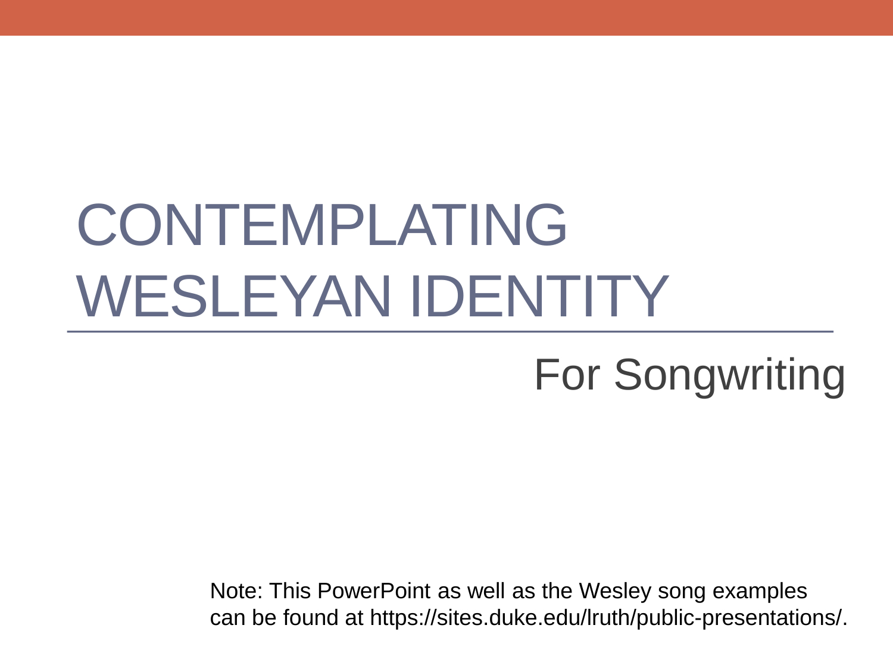# CONTEMPLATING WESLEYAN IDENTITY

## For Songwriting

Note: This PowerPoint as well as the Wesley song examples can be found at https://sites.duke.edu/lruth/public-presentations/.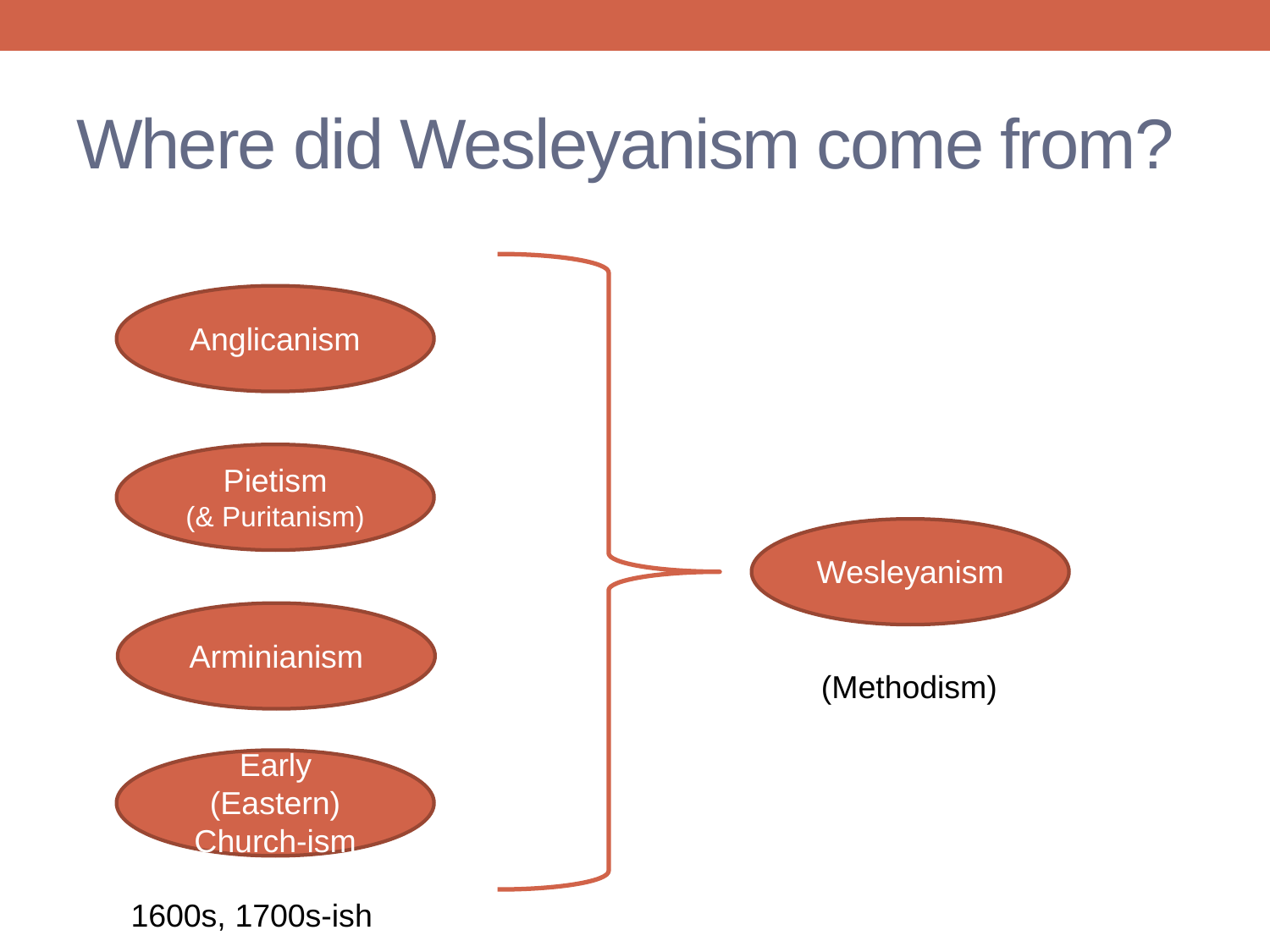# Where did Wesleyanism come from?

- Anglicanism
- Pietism (& Puritanism)
- Arminianism
- Early (Eastern) Church-ism

1600s, 1700s-ish

→ Wesleyanism

(Methodism)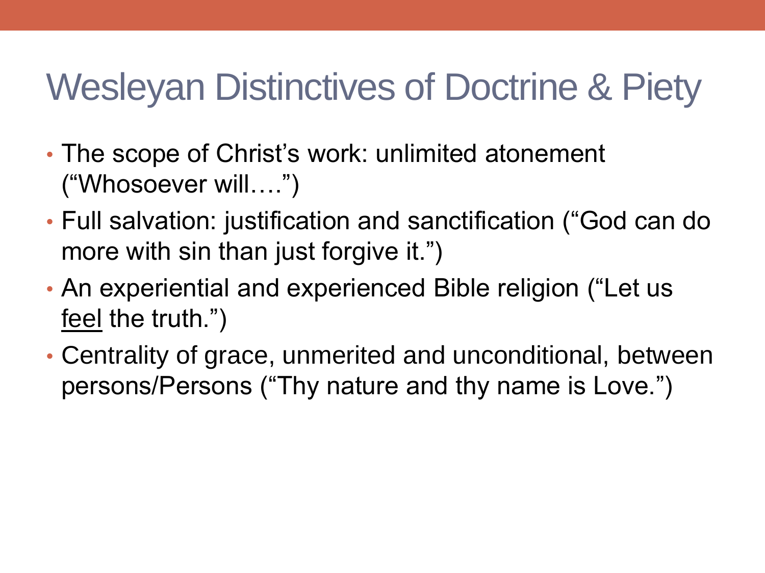# Wesleyan Distinctives of Doctrine & Piety

- The scope of Christ's work: unlimited atonement ("Whosoever will….")
- Full salvation: justification and sanctification ("God can do more with sin than just forgive it.")
- An experiential and experienced Bible religion ("Let us <u>feel</u> the truth.")
- Centrality of grace, unmerited and unconditional, between persons/Persons ("Thy nature and thy name is Love.")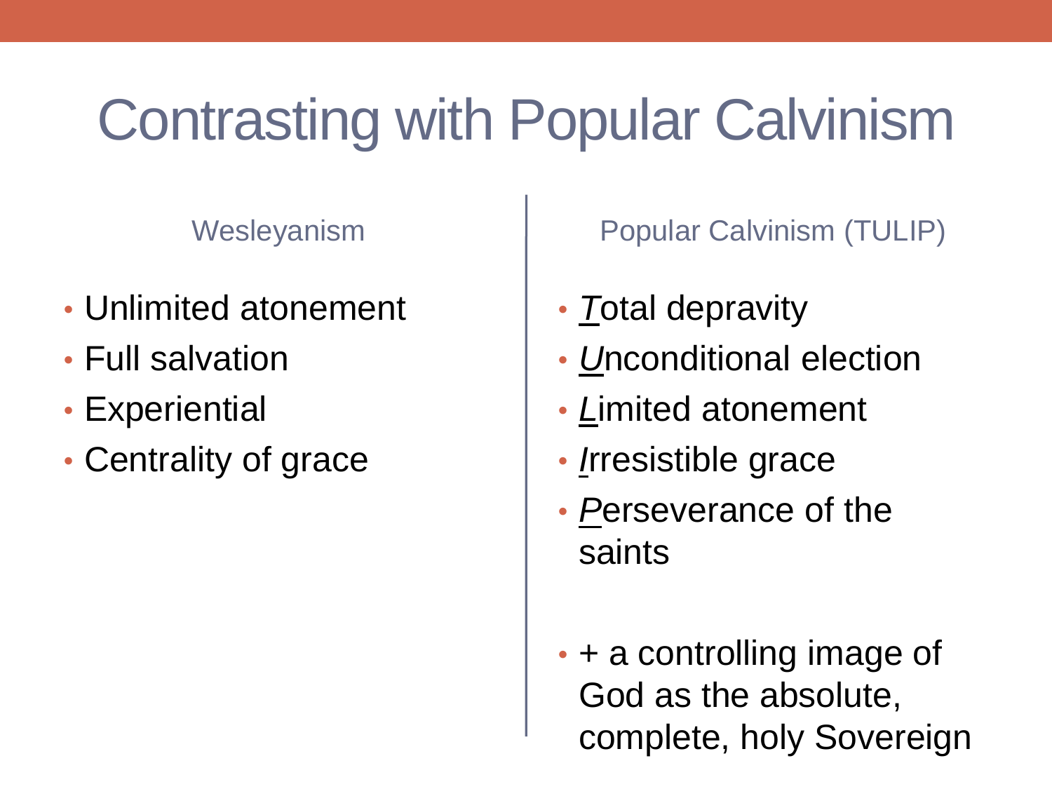# Contrasting with Popular Calvinism

### Wesleyanism

- Unlimited atonement
- Full salvation
- Experiential
- Centrality of grace

### Popular Calvinism (TULIP)

- ***T***otal depravity
- ***U***nconditional election
- ***L***imited atonement
- ***I***rresistible grace
- ***P***erseverance of the saints

- + a controlling image of God as the absolute, complete, holy Sovereign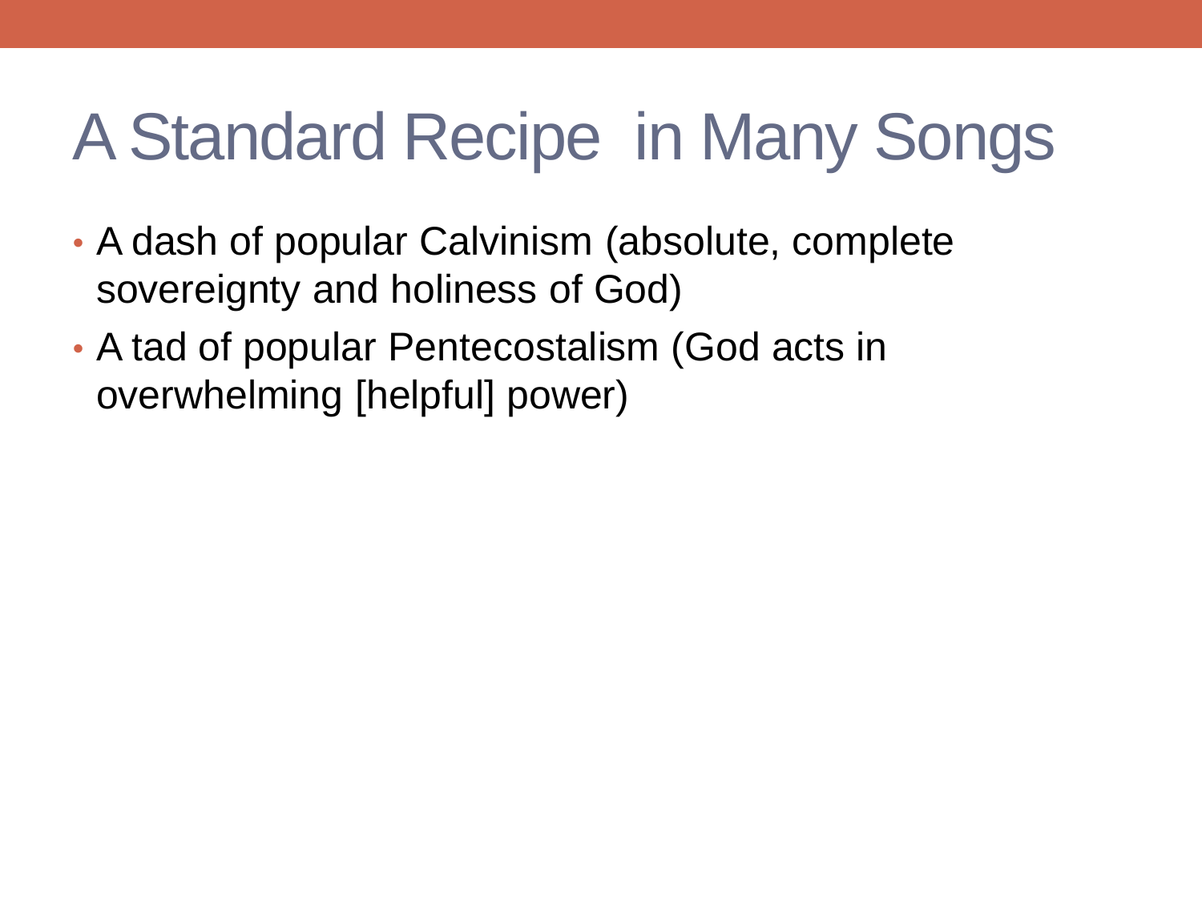# A Standard Recipe in Many Songs

- A dash of popular Calvinism (absolute, complete sovereignty and holiness of God)
- A tad of popular Pentecostalism (God acts in overwhelming [helpful] power)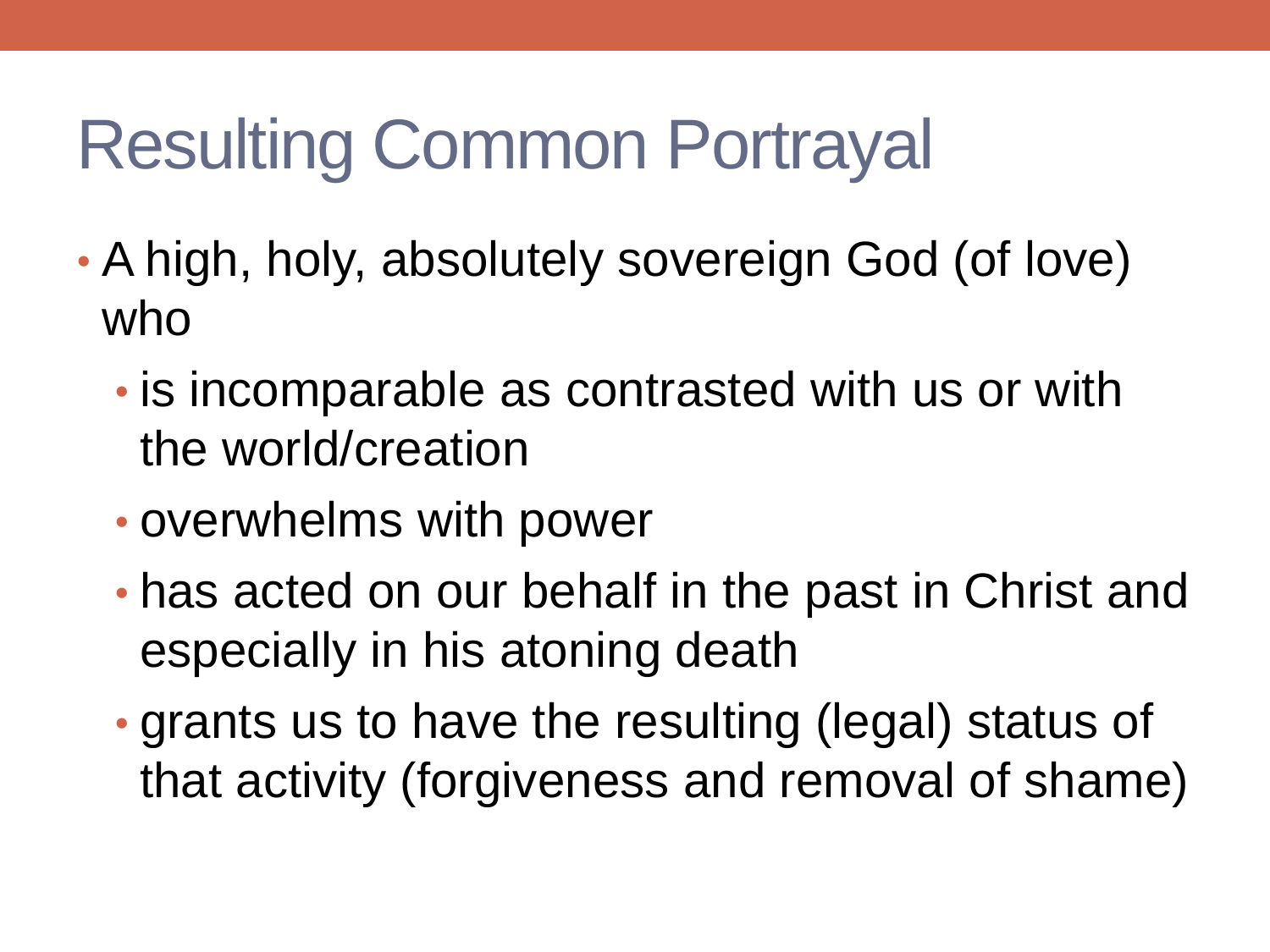# Resulting Common Portrayal

- A high, holy, absolutely sovereign God (of love) who
  - is incomparable as contrasted with us or with the world/creation
  - overwhelms with power
  - has acted on our behalf in the past in Christ and especially in his atoning death
  - grants us to have the resulting (legal) status of that activity (forgiveness and removal of shame)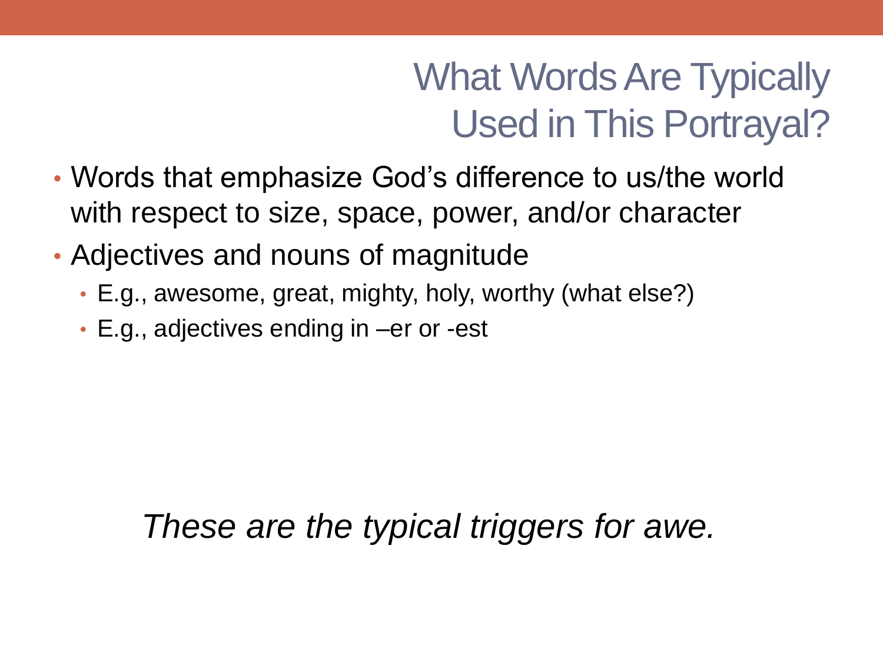# What Words Are Typically Used in This Portrayal?

- Words that emphasize God's difference to us/the world with respect to size, space, power, and/or character
- Adjectives and nouns of magnitude
  - E.g., awesome, great, mighty, holy, worthy (what else?)
  - E.g., adjectives ending in –er or -est

*These are the typical triggers for awe.*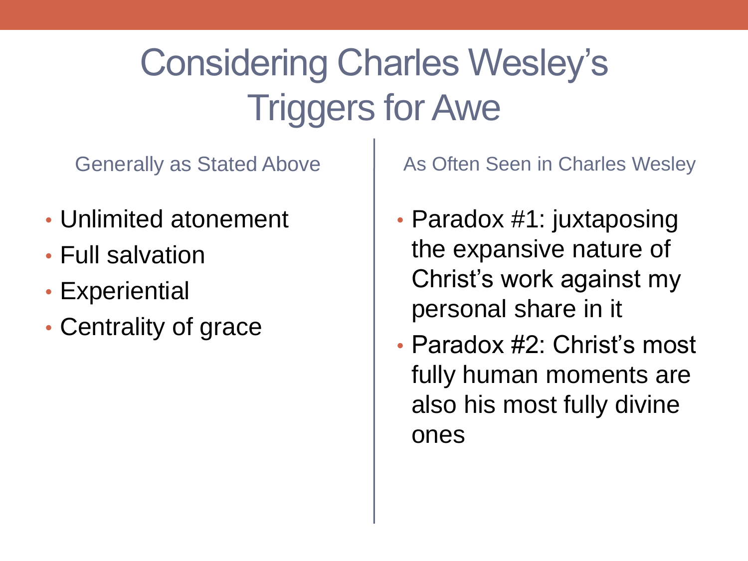# Considering Charles Wesley's Triggers for Awe

### Generally as Stated Above

- Unlimited atonement
- Full salvation
- Experiential
- Centrality of grace

### As Often Seen in Charles Wesley

- Paradox #1: juxtaposing the expansive nature of Christ's work against my personal share in it
- Paradox #2: Christ's most fully human moments are also his most fully divine ones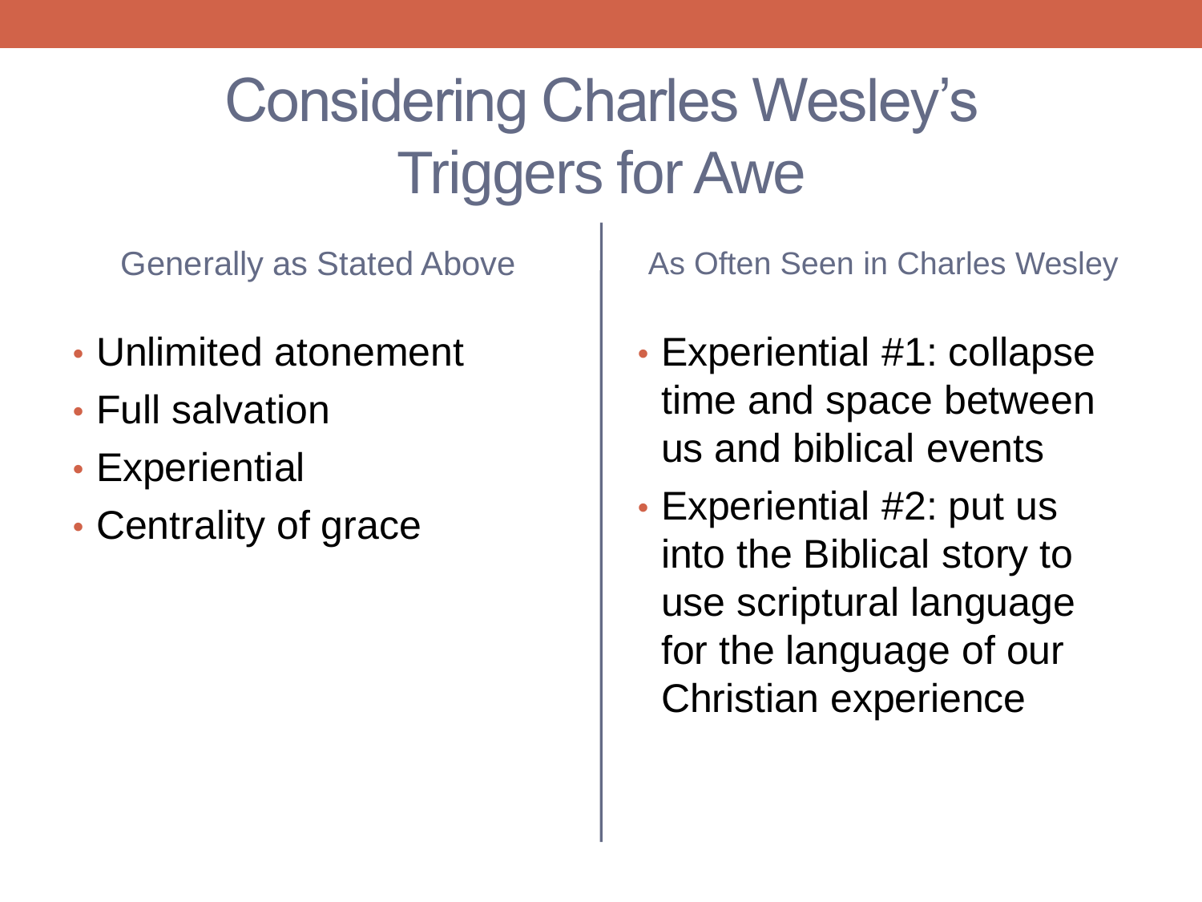# Considering Charles Wesley's Triggers for Awe

Generally as Stated Above

- Unlimited atonement
- Full salvation
- Experiential
- Centrality of grace

As Often Seen in Charles Wesley

- Experiential #1: collapse time and space between us and biblical events
- Experiential #2: put us into the Biblical story to use scriptural language for the language of our Christian experience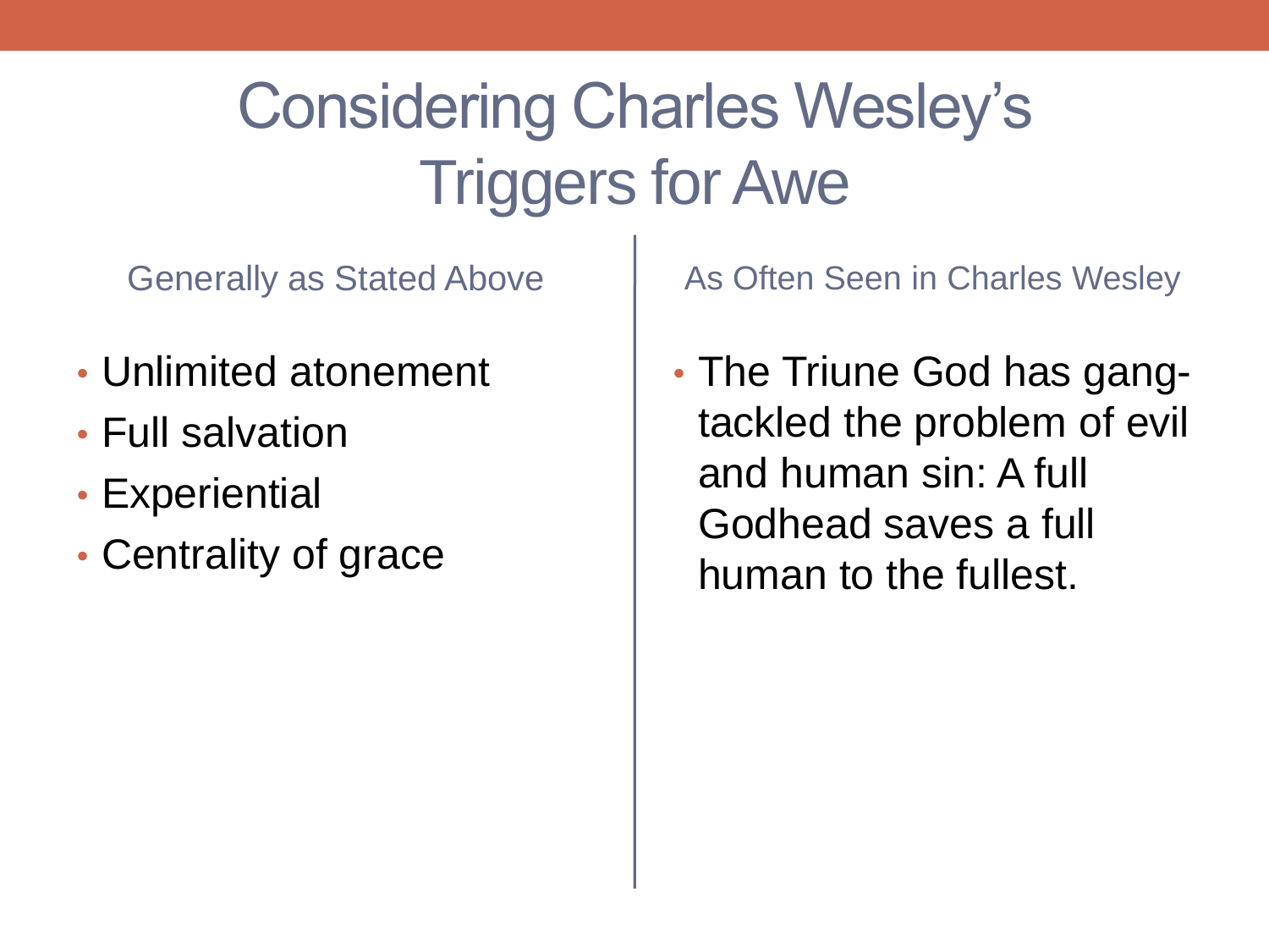# Considering Charles Wesley's Triggers for Awe

Generally as Stated Above

- Unlimited atonement
- Full salvation
- Experiential
- Centrality of grace

As Often Seen in Charles Wesley

- The Triune God has gang-tackled the problem of evil and human sin: A full Godhead saves a full human to the fullest.